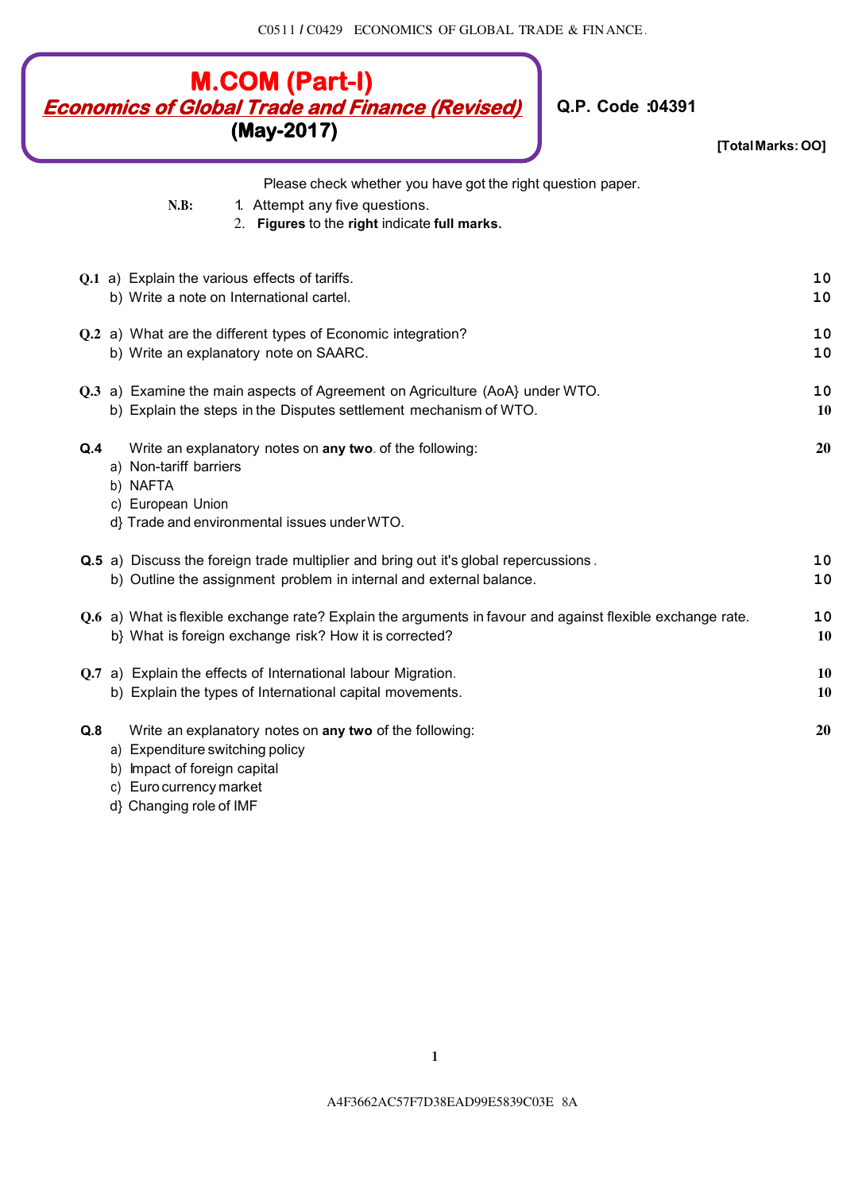C0511 / C0429 ECONOMICS OF GLOBAL TRADE & FINANCE.

# M.COM (Part-I)

## *Economics of Global Trade and Finance (Revised)*

**(May-2017)**

**Q.P. Code :04391**

**[Total Marks: OO]**

Please check whether you have got the right question paper.

**N.B:**
1. Attempt any five questions.
2. **Figures** to the **right** indicate **full marks.**

**Q.1** a) Explain the various effects of tariffs. **10**
b) Write a note on International cartel. **10**

**Q.2** a) What are the different types of Economic integration? **10**
b) Write an explanatory note on SAARC. **10**

**Q.3** a) Examine the main aspects of Agreement on Agriculture (AoA} under WTO. **10**
b) Explain the steps in the Disputes settlement mechanism of WTO. **10**

**Q.4** Write an explanatory notes on **any two**. of the following: **20**
a) Non-tariff barriers
b) NAFTA
c) European Union
d} Trade and environmental issues under WTO.

**Q.5** a) Discuss the foreign trade multiplier and bring out it's global repercussions. **10**
b) Outline the assignment problem in internal and external balance. **10**

**Q.6** a) What is flexible exchange rate? Explain the arguments in favour and against flexible exchange rate. **10**
b} What is foreign exchange risk? How it is corrected? **10**

**Q.7** a) Explain the effects of International labour Migration. **10**
b) Explain the types of International capital movements. **10**

**Q.8** Write an explanatory notes on **any two** of the following: **20**
a) Expenditure switching policy
b) Impact of foreign capital
c) Euro currency market
d} Changing role of IMF

A4F3662AC57F7D38EAD99E5839C03E 8A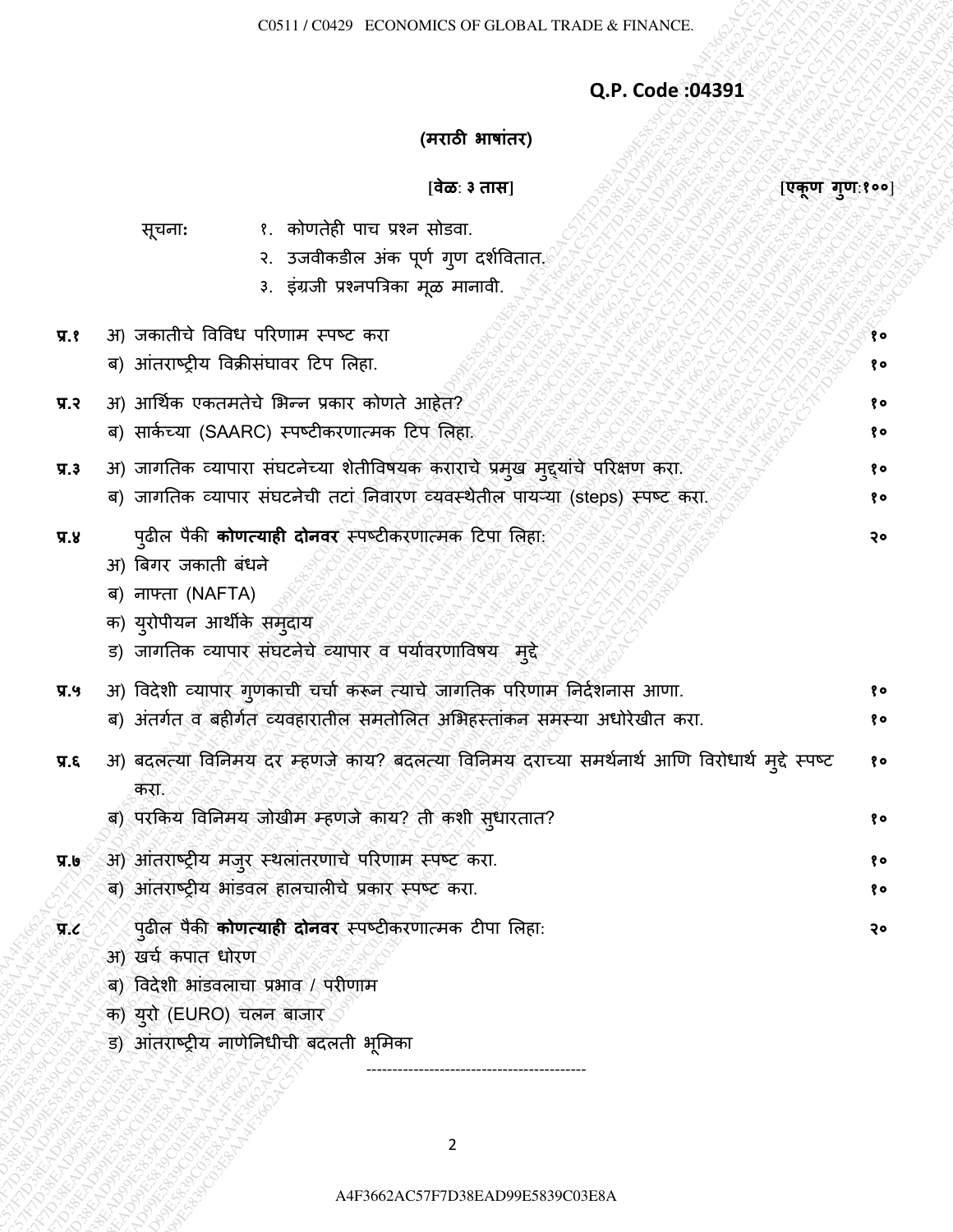**Q.P. Code :04391**

**(मराठी भाषांतर)**

**[वेळ: ३ तास]** **[एकूण गुण:१००]**

सूचना:
१. कोणतेही पाच प्रश्न सोडवा.
२. उजवीकडील अंक पूर्ण गुण दर्शवितात.
३. इंग्रजी प्रश्नपत्रिका मूळ मानावी.

**प्र.१** अ) जकातीचे विविध परिणाम स्पष्ट करा — १०
ब) आंतराष्ट्रीय विक्रीसंघावर टिप लिहा. — १०

**प्र.२** अ) आर्थिक एकतमतेचे भिन्न प्रकार कोणते आहेत? — १०
ब) सार्कच्या (SAARC) स्पष्टीकरणात्मक टिप लिहा. — १०

**प्र.३** अ) जागतिक व्यापारा संघटनेच्या शेतीविषयक कराराचे प्रमुख मुद्द्यांचे परिक्षण करा. — १०
ब) जागतिक व्यापार संघटनेची तटां निवारण व्यवस्थेतील पायऱ्या (steps) स्पष्ट करा. — १०

**प्र.४** पुढील पैकी **कोणत्याही दोनवर** स्पष्टीकरणात्मक टिपा लिहा: — २०
अ) बिगर जकाती बंधने
ब) नाफ्ता (NAFTA)
क) युरोपीयन आर्थीके समुदाय
ड) जागतिक व्यापार संघटनेचे व्यापार व पर्यावरणाविषय मुद्दे

**प्र.५** अ) विदेशी व्यापार गुणकाची चर्चा करून त्याचे जागतिक परिणाम निर्देशनास आणा. — १०
ब) अंतर्गत व बहीर्गत व्यवहारातील समतोलित अभिहस्तांकन समस्या अधोरेखीत करा. — १०

**प्र.६** अ) बदलत्या विनिमय दर म्हणजे काय? बदलत्या विनिमय दराच्या समर्थनार्थ आणि विरोधार्थ मुद्दे स्पष्ट करा. — १०
ब) परकिय विनिमय जोखीम म्हणजे काय? ती कशी सुधारतात? — १०

**प्र.७** अ) आंतराष्ट्रीय मजुर स्थलांतरणाचे परिणाम स्पष्ट करा. — १०
ब) आंतराष्ट्रीय भांडवल हालचालीचे प्रकार स्पष्ट करा. — १०

**प्र.८** पुढील पैकी **कोणत्याही दोनवर** स्पष्टीकरणात्मक टीपा लिहा: — २०
अ) खर्च कपात धोरण
ब) विदेशी भांडवलाचा प्रभाव / परीणाम
क) युरो (EURO) चलन बाजार
ड) आंतराष्ट्रीय नाणेनिधीची बदलती भूमिका

------------------------------------------